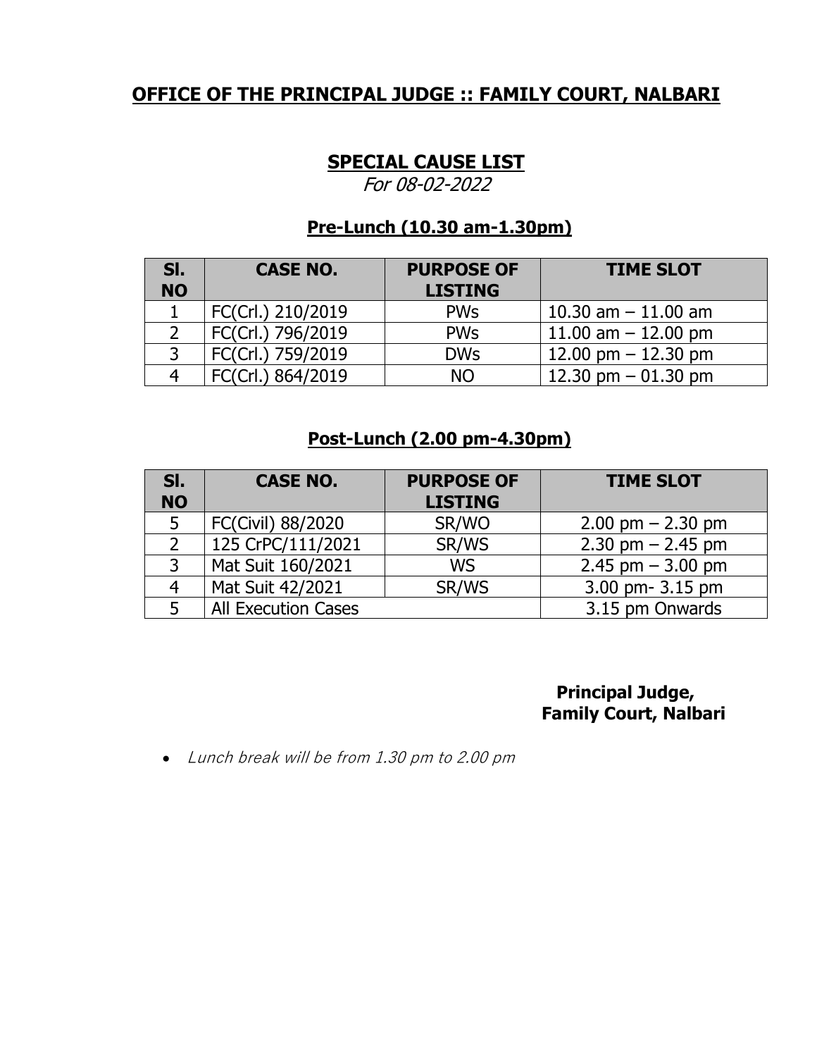## OFFICE OF THE PRINCIPAL JUDGE :: FAMILY COURT, NALBARI

## SPECIAL CAUSE LIST

*For 08-02-2022*

### Pre-Lunch (10.30 am-1.30pm)

| Sl. NO | CASE NO. | PURPOSE OF LISTING | TIME SLOT |
|---|---|---|---|
| 1 | FC(Crl.) 210/2019 | PWs | 10.30 am – 11.00 am |
| 2 | FC(Crl.) 796/2019 | PWs | 11.00 am – 12.00 pm |
| 3 | FC(Crl.) 759/2019 | DWs | 12.00 pm – 12.30 pm |
| 4 | FC(Crl.) 864/2019 | NO | 12.30 pm – 01.30 pm |

### Post-Lunch (2.00 pm-4.30pm)

| Sl. NO | CASE NO. | PURPOSE OF LISTING | TIME SLOT |
|---|---|---|---|
| 5 | FC(Civil) 88/2020 | SR/WO | 2.00 pm – 2.30 pm |
| 2 | 125 CrPC/111/2021 | SR/WS | 2.30 pm – 2.45 pm |
| 3 | Mat Suit 160/2021 | WS | 2.45 pm – 3.00 pm |
| 4 | Mat Suit 42/2021 | SR/WS | 3.00 pm- 3.15 pm |
| 5 | All Execution Cases | | 3.15 pm Onwards |

**Principal Judge,**
**Family Court, Nalbari**

- *Lunch break will be from 1.30 pm to 2.00 pm*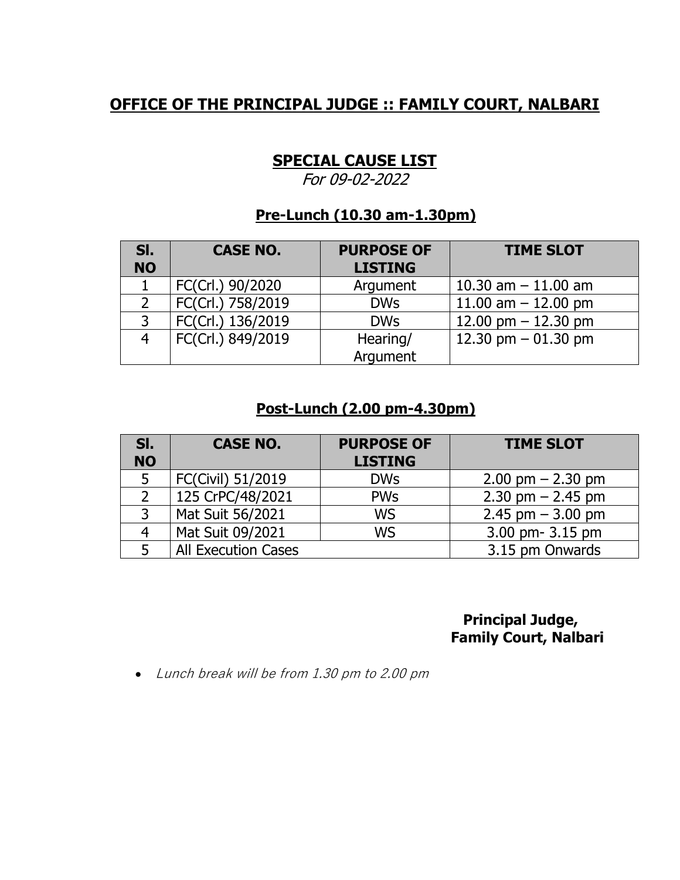# OFFICE OF THE PRINCIPAL JUDGE :: FAMILY COURT, NALBARI

## SPECIAL CAUSE LIST

*For 09-02-2022*

### Pre-Lunch (10.30 am-1.30pm)

| Sl. NO | CASE NO. | PURPOSE OF LISTING | TIME SLOT |
|---|---|---|---|
| 1 | FC(Crl.) 90/2020 | Argument | 10.30 am – 11.00 am |
| 2 | FC(Crl.) 758/2019 | DWs | 11.00 am – 12.00 pm |
| 3 | FC(Crl.) 136/2019 | DWs | 12.00 pm – 12.30 pm |
| 4 | FC(Crl.) 849/2019 | Hearing/ Argument | 12.30 pm – 01.30 pm |

### Post-Lunch (2.00 pm-4.30pm)

| Sl. NO | CASE NO. | PURPOSE OF LISTING | TIME SLOT |
|---|---|---|---|
| 5 | FC(Civil) 51/2019 | DWs | 2.00 pm – 2.30 pm |
| 2 | 125 CrPC/48/2021 | PWs | 2.30 pm – 2.45 pm |
| 3 | Mat Suit 56/2021 | WS | 2.45 pm – 3.00 pm |
| 4 | Mat Suit 09/2021 | WS | 3.00 pm- 3.15 pm |
| 5 | All Execution Cases | | 3.15 pm Onwards |

**Principal Judge,**
**Family Court, Nalbari**

- *Lunch break will be from 1.30 pm to 2.00 pm*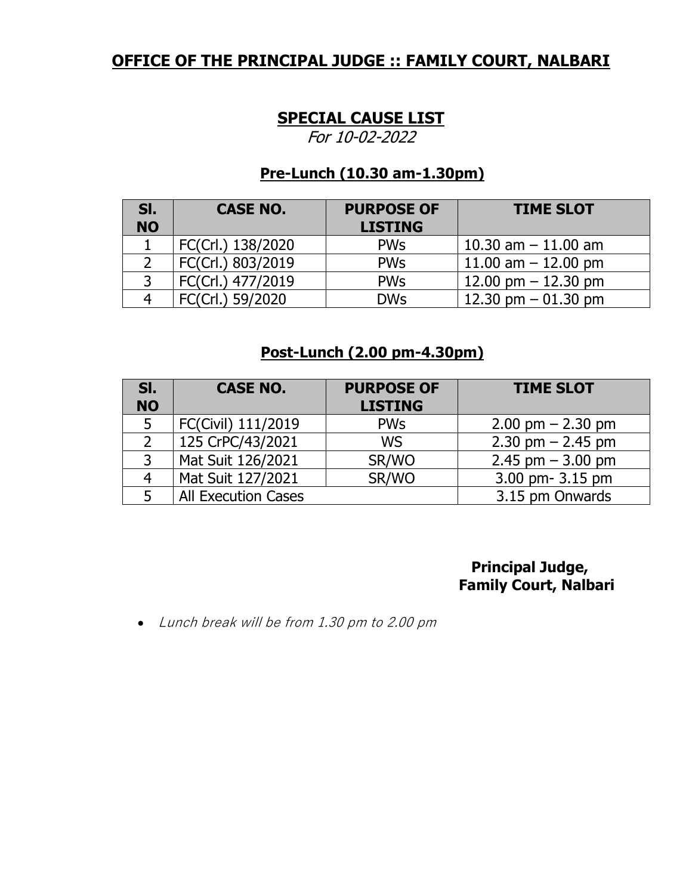## OFFICE OF THE PRINCIPAL JUDGE :: FAMILY COURT, NALBARI

### SPECIAL CAUSE LIST

*For 10-02-2022*

### Pre-Lunch (10.30 am-1.30pm)

| Sl. NO | CASE NO. | PURPOSE OF LISTING | TIME SLOT |
|---|---|---|---|
| 1 | FC(Crl.) 138/2020 | PWs | 10.30 am – 11.00 am |
| 2 | FC(Crl.) 803/2019 | PWs | 11.00 am – 12.00 pm |
| 3 | FC(Crl.) 477/2019 | PWs | 12.00 pm – 12.30 pm |
| 4 | FC(Crl.) 59/2020 | DWs | 12.30 pm – 01.30 pm |

### Post-Lunch (2.00 pm-4.30pm)

| Sl. NO | CASE NO. | PURPOSE OF LISTING | TIME SLOT |
|---|---|---|---|
| 5 | FC(Civil) 111/2019 | PWs | 2.00 pm – 2.30 pm |
| 2 | 125 CrPC/43/2021 | WS | 2.30 pm – 2.45 pm |
| 3 | Mat Suit 126/2021 | SR/WO | 2.45 pm – 3.00 pm |
| 4 | Mat Suit 127/2021 | SR/WO | 3.00 pm- 3.15 pm |
| 5 | All Execution Cases | | 3.15 pm Onwards |

**Principal Judge,**
**Family Court, Nalbari**

- *Lunch break will be from 1.30 pm to 2.00 pm*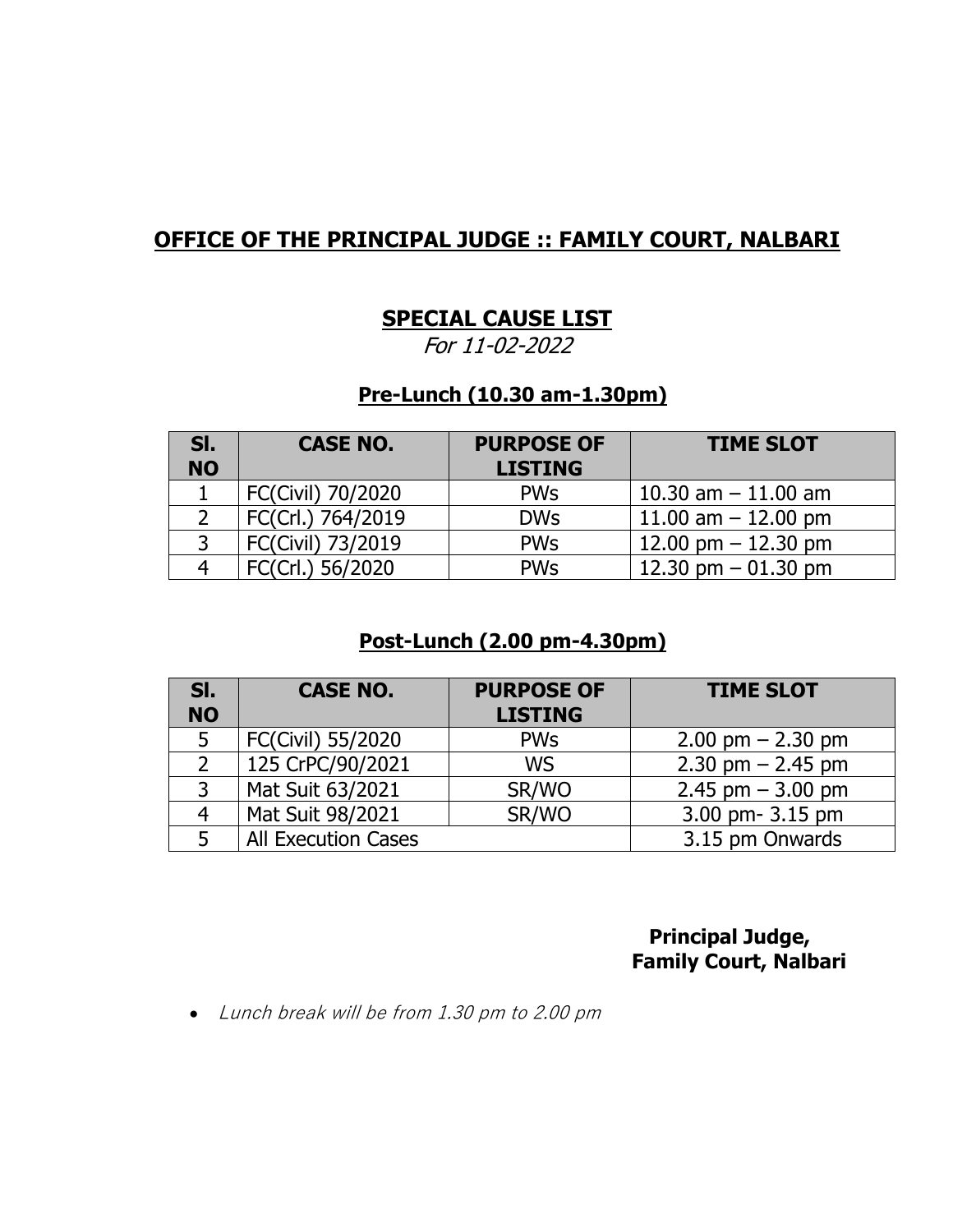# OFFICE OF THE PRINCIPAL JUDGE :: FAMILY COURT, NALBARI

## SPECIAL CAUSE LIST

*For 11-02-2022*

### Pre-Lunch (10.30 am-1.30pm)

| Sl. NO | CASE NO. | PURPOSE OF LISTING | TIME SLOT |
|---|---|---|---|
| 1 | FC(Civil) 70/2020 | PWs | 10.30 am – 11.00 am |
| 2 | FC(Crl.) 764/2019 | DWs | 11.00 am – 12.00 pm |
| 3 | FC(Civil) 73/2019 | PWs | 12.00 pm – 12.30 pm |
| 4 | FC(Crl.) 56/2020 | PWs | 12.30 pm – 01.30 pm |

### Post-Lunch (2.00 pm-4.30pm)

| Sl. NO | CASE NO. | PURPOSE OF LISTING | TIME SLOT |
|---|---|---|---|
| 5 | FC(Civil) 55/2020 | PWs | 2.00 pm – 2.30 pm |
| 2 | 125 CrPC/90/2021 | WS | 2.30 pm – 2.45 pm |
| 3 | Mat Suit 63/2021 | SR/WO | 2.45 pm – 3.00 pm |
| 4 | Mat Suit 98/2021 | SR/WO | 3.00 pm- 3.15 pm |
| 5 | All Execution Cases | | 3.15 pm Onwards |

**Principal Judge,**
**Family Court, Nalbari**

- *Lunch break will be from 1.30 pm to 2.00 pm*